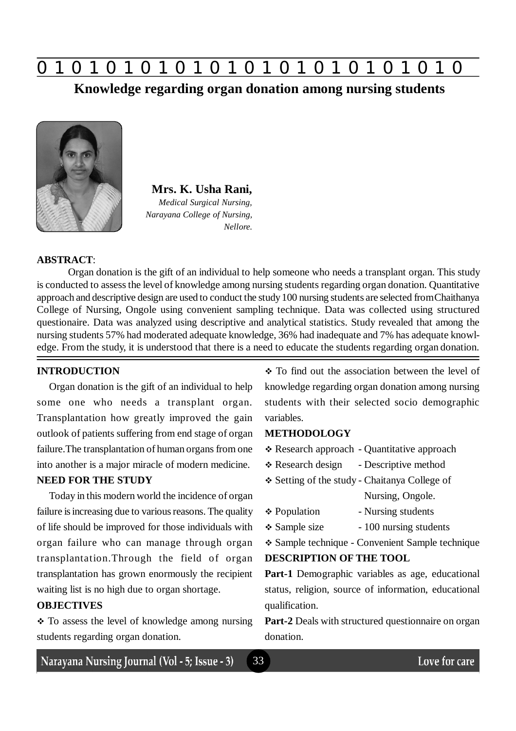# Knowledge regarding organ donation among nursing students

**Mrs. K. Usha Rani,**
*Medical Surgical Nursing,*
*Narayana College of Nursing,*
*Nellore.*

**ABSTRACT**:

Organ donation is the gift of an individual to help someone who needs a transplant organ. This study is conducted to assess the level of knowledge among nursing students regarding organ donation. Quantitative approach and descriptive design are used to conduct the study 100 nursing students are selected from Chaithanya College of Nursing, Ongole using convenient sampling technique. Data was collected using structured questionaire. Data was analyzed using descriptive and analytical statistics. Study revealed that among the nursing students 57% had moderated adequate knowledge, 36% had inadequate and 7% has adequate knowledge. From the study, it is understood that there is a need to educate the students regarding organ donation.

## INTRODUCTION

Organ donation is the gift of an individual to help some one who needs a transplant organ. Transplantation how greatly improved the gain outlook of patients suffering from end stage of organ failure.The transplantation of human organs from one into another is a major miracle of modern medicine.

## NEED FOR THE STUDY

Today in this modern world the incidence of organ failure is increasing due to various reasons. The quality of life should be improved for those individuals with organ failure who can manage through organ transplantation.Through the field of organ transplantation has grown enormously the recipient waiting list is no high due to organ shortage.

## OBJECTIVES

- To assess the level of knowledge among nursing students regarding organ donation.
- To find out the association between the level of knowledge regarding organ donation among nursing students with their selected socio demographic variables.

## METHODOLOGY

- Research approach - Quantitative approach
- Research design - Descriptive method
- Setting of the study - Chaitanya College of Nursing, Ongole.
- Population - Nursing students
- Sample size - 100 nursing students
- Sample technique - Convenient Sample technique

## DESCRIPTION OF THE TOOL

**Part-1** Demographic variables as age, educational status, religion, source of information, educational qualification.

**Part-2** Deals with structured questionnaire on organ donation.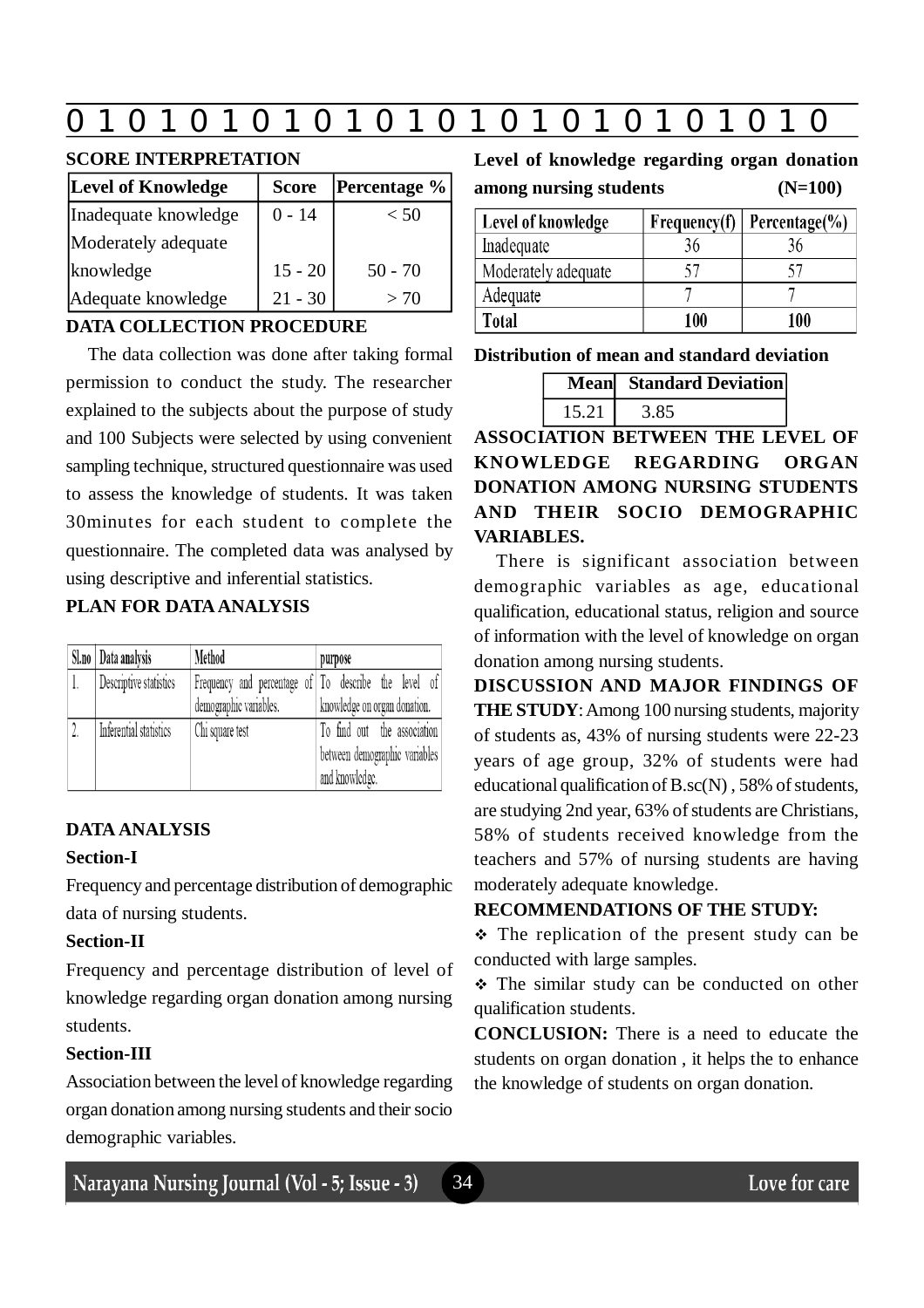### SCORE INTERPRETATION

| Level of Knowledge | Score | Percentage % |
|---|---|---|
| Inadequate knowledge | 0 - 14 | < 50 |
| Moderately adequate knowledge | 15 - 20 | 50 - 70 |
| Adequate knowledge | 21 - 30 | > 70 |

### DATA COLLECTION PROCEDURE

The data collection was done after taking formal permission to conduct the study. The researcher explained to the subjects about the purpose of study and 100 Subjects were selected by using convenient sampling technique, structured questionnaire was used to assess the knowledge of students. It was taken 30minutes for each student to complete the questionnaire. The completed data was analysed by using descriptive and inferential statistics.

### PLAN FOR DATA ANALYSIS

| Sl.no | Data analysis | Method | purpose |
|---|---|---|---|
| 1. | Descriptive statistics | Frequency and percentage of demographic variables. | To describe the level of knowledge on organ donation. |
| 2. | Inferential statistics | Chi square test | To find out the association between demographic variables and knowledge. |

### DATA ANALYSIS

**Section-I**

Frequency and percentage distribution of demographic data of nursing students.

**Section-II**

Frequency and percentage distribution of level of knowledge regarding organ donation among nursing students.

**Section-III**

Association between the level of knowledge regarding organ donation among nursing students and their socio demographic variables.

**Level of knowledge regarding organ donation among nursing students (N=100)**

| Level of knowledge | Frequency(f) | Percentage(%) |
|---|---|---|
| Inadequate | 36 | 36 |
| Moderately adequate | 57 | 57 |
| Adequate | 7 | 7 |
| **Total** | **100** | **100** |

**Distribution of mean and standard deviation**

| Mean | Standard Deviation |
|---|---|
| 15.21 | 3.85 |

### ASSOCIATION BETWEEN THE LEVEL OF KNOWLEDGE REGARDING ORGAN DONATION AMONG NURSING STUDENTS AND THEIR SOCIO DEMOGRAPHIC VARIABLES.

There is significant association between demographic variables as age, educational qualification, educational status, religion and source of information with the level of knowledge on organ donation among nursing students.

**DISCUSSION AND MAJOR FINDINGS OF THE STUDY**: Among 100 nursing students, majority of students as, 43% of nursing students were 22-23 years of age group, 32% of students were had educational qualification of B.sc(N) , 58% of students, are studying 2nd year, 63% of students are Christians, 58% of students received knowledge from the teachers and 57% of nursing students are having moderately adequate knowledge.

### RECOMMENDATIONS OF THE STUDY:

- The replication of the present study can be conducted with large samples.
- The similar study can be conducted on other qualification students.

**CONCLUSION:** There is a need to educate the students on organ donation , it helps the to enhance the knowledge of students on organ donation.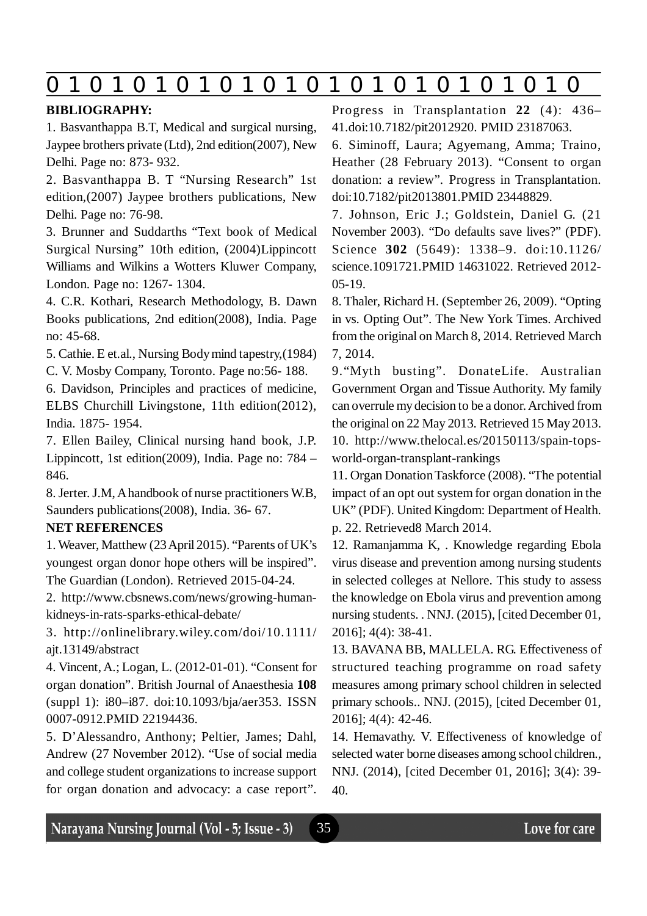**BIBLIOGRAPHY:**

1. Basvanthappa B.T, Medical and surgical nursing, Jaypee brothers private (Ltd), 2nd edition(2007), New Delhi. Page no: 873- 932.

2. Basvanthappa B. T "Nursing Research" 1st edition,(2007) Jaypee brothers publications, New Delhi. Page no: 76-98.

3. Brunner and Suddarths "Text book of Medical Surgical Nursing" 10th edition, (2004)Lippincott Williams and Wilkins a Wotters Kluwer Company, London. Page no: 1267- 1304.

4. C.R. Kothari, Research Methodology, B. Dawn Books publications, 2nd edition(2008), India. Page no: 45-68.

5. Cathie. E et.al., Nursing Body mind tapestry,(1984) C. V. Mosby Company, Toronto. Page no:56- 188.

6. Davidson, Principles and practices of medicine, ELBS Churchill Livingstone, 11th edition(2012), India. 1875- 1954.

7. Ellen Bailey, Clinical nursing hand book, J.P. Lippincott, 1st edition(2009), India. Page no: 784 – 846.

8. Jerter. J.M, A handbook of nurse practitioners W.B, Saunders publications(2008), India. 36- 67.

**NET REFERENCES**

1. Weaver, Matthew (23 April 2015). "Parents of UK's youngest organ donor hope others will be inspired". The Guardian (London). Retrieved 2015-04-24.

2. http://www.cbsnews.com/news/growing-human-kidneys-in-rats-sparks-ethical-debate/

3. http://onlinelibrary.wiley.com/doi/10.1111/ajt.13149/abstract

4. Vincent, A.; Logan, L. (2012-01-01). "Consent for organ donation". British Journal of Anaesthesia **108** (suppl 1): i80–i87. doi:10.1093/bja/aer353. ISSN 0007-0912.PMID 22194436.

5. D'Alessandro, Anthony; Peltier, James; Dahl, Andrew (27 November 2012). "Use of social media and college student organizations to increase support for organ donation and advocacy: a case report". Progress in Transplantation **22** (4): 436–41.doi:10.7182/pit2012920. PMID 23187063.

6. Siminoff, Laura; Agyemang, Amma; Traino, Heather (28 February 2013). "Consent to organ donation: a review". Progress in Transplantation. doi:10.7182/pit2013801.PMID 23448829.

7. Johnson, Eric J.; Goldstein, Daniel G. (21 November 2003). "Do defaults save lives?" (PDF). Science **302** (5649): 1338–9. doi:10.1126/science.1091721.PMID 14631022. Retrieved 2012-05-19.

8. Thaler, Richard H. (September 26, 2009). "Opting in vs. Opting Out". The New York Times. Archived from the original on March 8, 2014. Retrieved March 7, 2014.

9. "Myth busting". DonateLife. Australian Government Organ and Tissue Authority. My family can overrule my decision to be a donor. Archived from the original on 22 May 2013. Retrieved 15 May 2013.

10. http://www.thelocal.es/20150113/spain-tops-world-organ-transplant-rankings

11. Organ Donation Taskforce (2008). "The potential impact of an opt out system for organ donation in the UK" (PDF). United Kingdom: Department of Health. p. 22. Retrieved8 March 2014.

12. Ramanjamma K, . Knowledge regarding Ebola virus disease and prevention among nursing students in selected colleges at Nellore. This study to assess the knowledge on Ebola virus and prevention among nursing students. . NNJ. (2015), [cited December 01, 2016]; 4(4): 38-41.

13. BAVANA BB, MALLELA. RG. Effectiveness of structured teaching programme on road safety measures among primary school children in selected primary schools.. NNJ. (2015), [cited December 01, 2016]; 4(4): 42-46.

14. Hemavathy. V. Effectiveness of knowledge of selected water borne diseases among school children., NNJ. (2014), [cited December 01, 2016]; 3(4): 39-40.